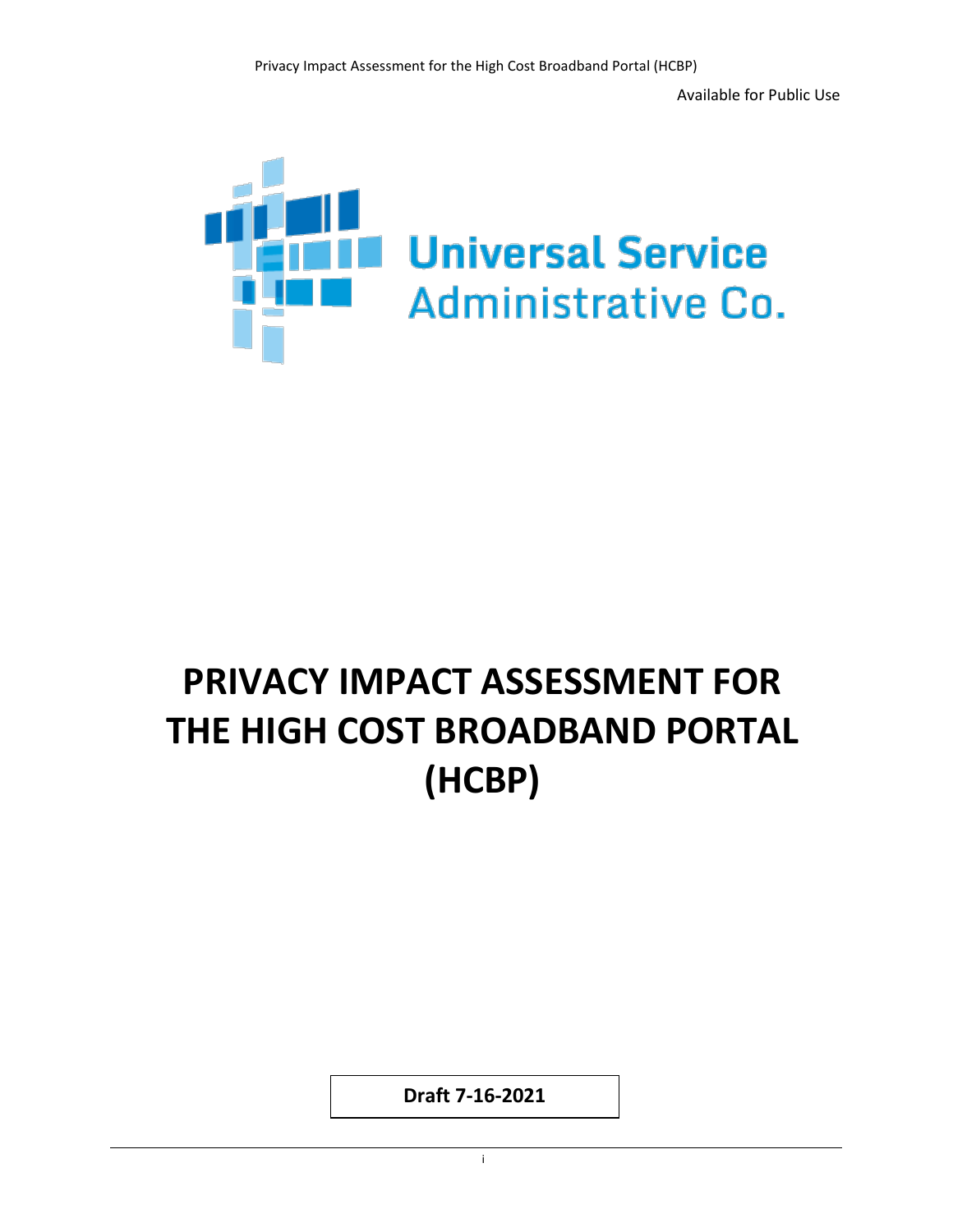Available for Public Use

Universal Service Administrative Co.

# PRIVACY IMPACT ASSESSMENT FOR THE HIGH COST BROADBAND PORTAL (HCBP)

**Draft 7-16-2021**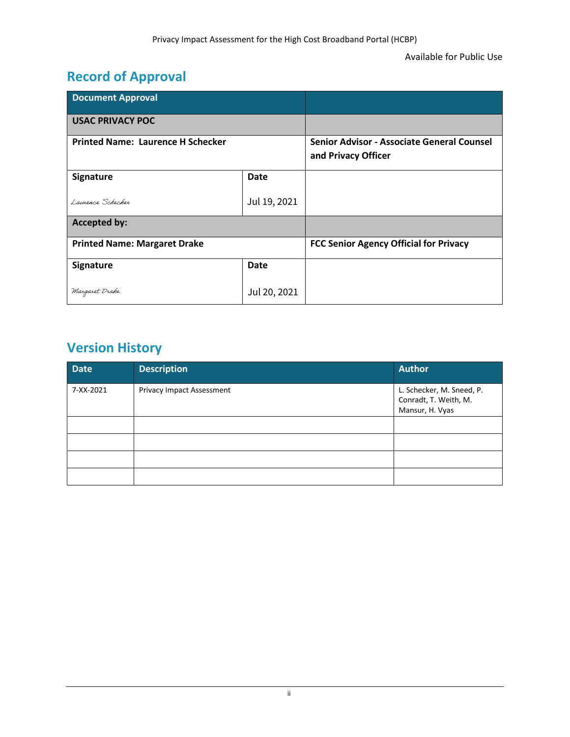Available for Public Use

## Record of Approval

| Document Approval | | |
|---|---|---|
| **USAC PRIVACY POC** | | |
| **Printed Name: Laurence H Schecker** | | **Senior Advisor - Associate General Counsel and Privacy Officer** |
| **Signature** Laurence Schecker | **Date** Jul 19, 2021 | |
| **Accepted by:** | | |
| **Printed Name: Margaret Drake** | | **FCC Senior Agency Official for Privacy** |
| **Signature** Margaret Drake | **Date** Jul 20, 2021 | |

## Version History

| Date | Description | Author |
|---|---|---|
| 7-XX-2021 | Privacy Impact Assessment | L. Schecker, M. Sneed, P. Conradt, T. Weith, M. Mansur, H. Vyas |
| | | |
| | | |
| | | |
| | | |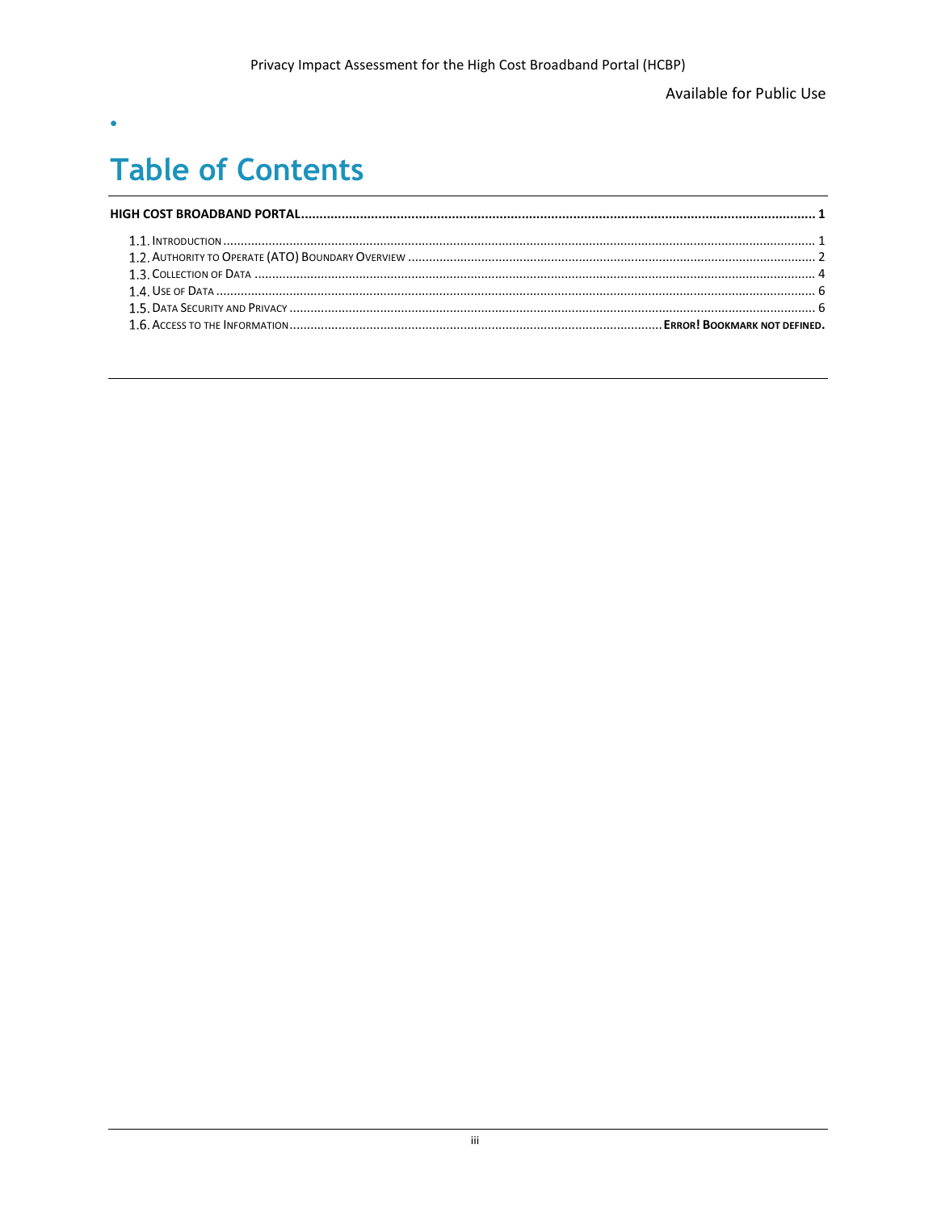# Table of Contents

**HIGH COST BROADBAND PORTAL ........ 1**

1.1. Introduction ........ 1
1.2. Authority to Operate (ATO) Boundary Overview ........ 2
1.3. Collection of Data ........ 4
1.4. Use of Data ........ 6
1.5. Data Security and Privacy ........ 6
1.6. Access to the Information ........ **Error! Bookmark not defined.**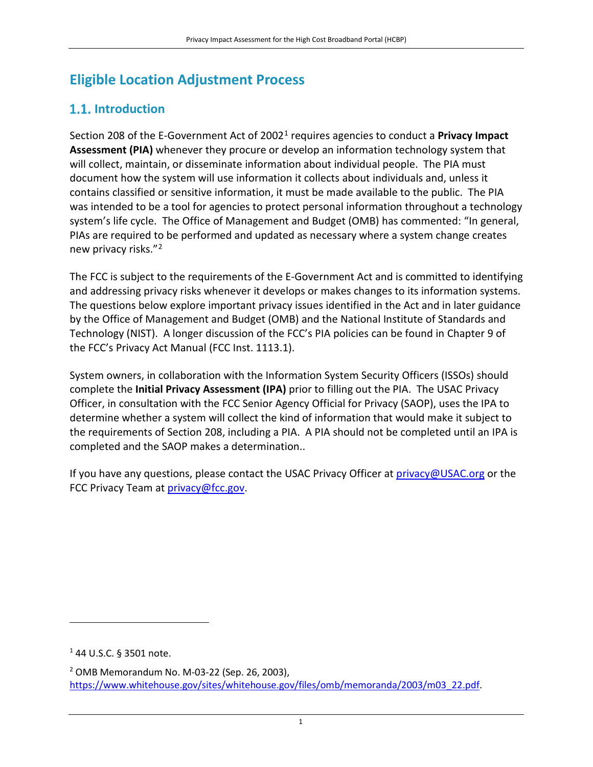# Eligible Location Adjustment Process

## 1.1. Introduction

Section 208 of the E-Government Act of 2002[1] requires agencies to conduct a **Privacy Impact Assessment (PIA)** whenever they procure or develop an information technology system that will collect, maintain, or disseminate information about individual people. The PIA must document how the system will use information it collects about individuals and, unless it contains classified or sensitive information, it must be made available to the public. The PIA was intended to be a tool for agencies to protect personal information throughout a technology system's life cycle. The Office of Management and Budget (OMB) has commented: "In general, PIAs are required to be performed and updated as necessary where a system change creates new privacy risks."[2]

The FCC is subject to the requirements of the E-Government Act and is committed to identifying and addressing privacy risks whenever it develops or makes changes to its information systems. The questions below explore important privacy issues identified in the Act and in later guidance by the Office of Management and Budget (OMB) and the National Institute of Standards and Technology (NIST). A longer discussion of the FCC's PIA policies can be found in Chapter 9 of the FCC's Privacy Act Manual (FCC Inst. 1113.1).

System owners, in collaboration with the Information System Security Officers (ISSOs) should complete the **Initial Privacy Assessment (IPA)** prior to filling out the PIA. The USAC Privacy Officer, in consultation with the FCC Senior Agency Official for Privacy (SAOP), uses the IPA to determine whether a system will collect the kind of information that would make it subject to the requirements of Section 208, including a PIA. A PIA should not be completed until an IPA is completed and the SAOP makes a determination..

If you have any questions, please contact the USAC Privacy Officer at privacy@USAC.org or the FCC Privacy Team at privacy@fcc.gov.

---

[1] 44 U.S.C. § 3501 note.

[2] OMB Memorandum No. M-03-22 (Sep. 26, 2003), https://www.whitehouse.gov/sites/whitehouse.gov/files/omb/memoranda/2003/m03_22.pdf.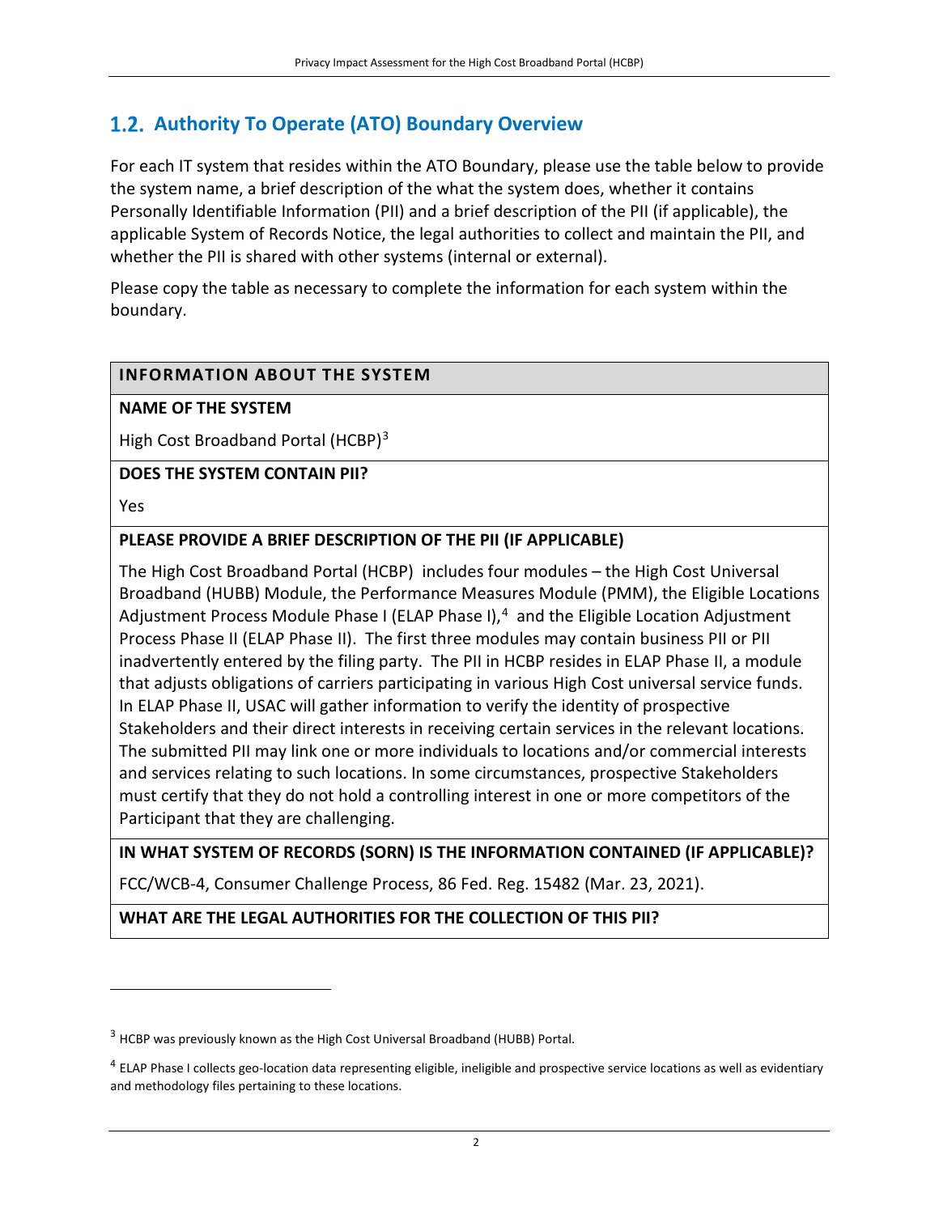## 1.2. Authority To Operate (ATO) Boundary Overview

For each IT system that resides within the ATO Boundary, please use the table below to provide the system name, a brief description of the what the system does, whether it contains Personally Identifiable Information (PII) and a brief description of the PII (if applicable), the applicable System of Records Notice, the legal authorities to collect and maintain the PII, and whether the PII is shared with other systems (internal or external).

Please copy the table as necessary to complete the information for each system within the boundary.

| INFORMATION ABOUT THE SYSTEM |
| --- |
| **NAME OF THE SYSTEM** |
| High Cost Broadband Portal (HCBP)[3] |
| **DOES THE SYSTEM CONTAIN PII?** |
| Yes |
| **PLEASE PROVIDE A BRIEF DESCRIPTION OF THE PII (IF APPLICABLE)** |
| The High Cost Broadband Portal (HCBP) includes four modules – the High Cost Universal Broadband (HUBB) Module, the Performance Measures Module (PMM), the Eligible Locations Adjustment Process Module Phase I (ELAP Phase I),[4] and the Eligible Location Adjustment Process Phase II (ELAP Phase II). The first three modules may contain business PII or PII inadvertently entered by the filing party. The PII in HCBP resides in ELAP Phase II, a module that adjusts obligations of carriers participating in various High Cost universal service funds. In ELAP Phase II, USAC will gather information to verify the identity of prospective Stakeholders and their direct interests in receiving certain services in the relevant locations. The submitted PII may link one or more individuals to locations and/or commercial interests and services relating to such locations. In some circumstances, prospective Stakeholders must certify that they do not hold a controlling interest in one or more competitors of the Participant that they are challenging. |
| **IN WHAT SYSTEM OF RECORDS (SORN) IS THE INFORMATION CONTAINED (IF APPLICABLE)?** |
| FCC/WCB-4, Consumer Challenge Process, 86 Fed. Reg. 15482 (Mar. 23, 2021). |
| **WHAT ARE THE LEGAL AUTHORITIES FOR THE COLLECTION OF THIS PII?** |

[3] HCBP was previously known as the High Cost Universal Broadband (HUBB) Portal.

[4] ELAP Phase I collects geo-location data representing eligible, ineligible and prospective service locations as well as evidentiary and methodology files pertaining to these locations.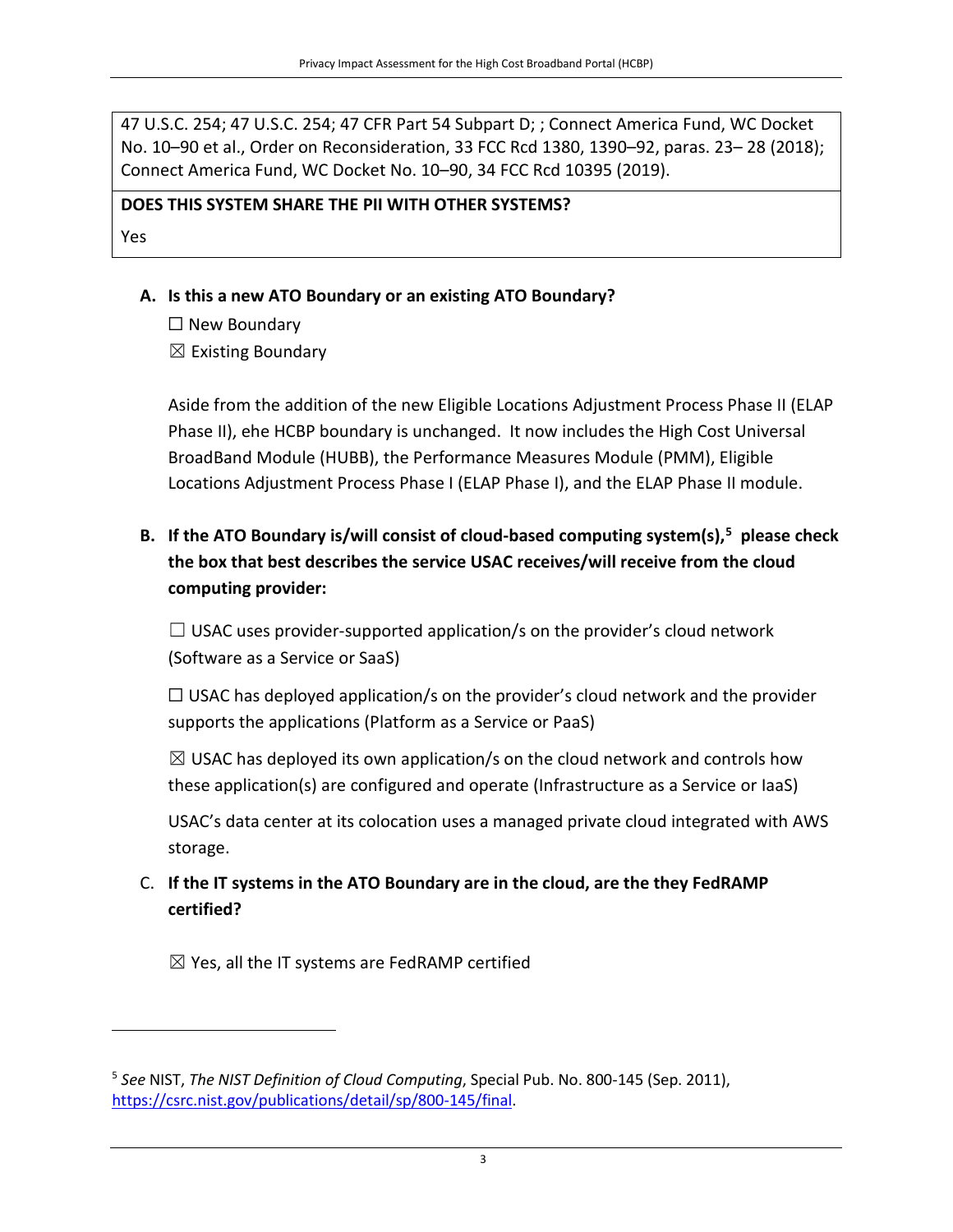47 U.S.C. 254; 47 U.S.C. 254; 47 CFR Part 54 Subpart D; ; Connect America Fund, WC Docket No. 10–90 et al., Order on Reconsideration, 33 FCC Rcd 1380, 1390–92, paras. 23– 28 (2018); Connect America Fund, WC Docket No. 10–90, 34 FCC Rcd 10395 (2019).

**DOES THIS SYSTEM SHARE THE PII WITH OTHER SYSTEMS?**

Yes

**A. Is this a new ATO Boundary or an existing ATO Boundary?**

☐ New Boundary

☒ Existing Boundary

Aside from the addition of the new Eligible Locations Adjustment Process Phase II (ELAP Phase II), ehe HCBP boundary is unchanged. It now includes the High Cost Universal BroadBand Module (HUBB), the Performance Measures Module (PMM), Eligible Locations Adjustment Process Phase I (ELAP Phase I), and the ELAP Phase II module.

**B. If the ATO Boundary is/will consist of cloud-based computing system(s),[5] please check the box that best describes the service USAC receives/will receive from the cloud computing provider:**

☐ USAC uses provider-supported application/s on the provider's cloud network (Software as a Service or SaaS)

☐ USAC has deployed application/s on the provider's cloud network and the provider supports the applications (Platform as a Service or PaaS)

☒ USAC has deployed its own application/s on the cloud network and controls how these application(s) are configured and operate (Infrastructure as a Service or IaaS)

USAC's data center at its colocation uses a managed private cloud integrated with AWS storage.

C. **If the IT systems in the ATO Boundary are in the cloud, are the they FedRAMP certified?**

☒ Yes, all the IT systems are FedRAMP certified

[5] *See* NIST, *The NIST Definition of Cloud Computing*, Special Pub. No. 800-145 (Sep. 2011), https://csrc.nist.gov/publications/detail/sp/800-145/final.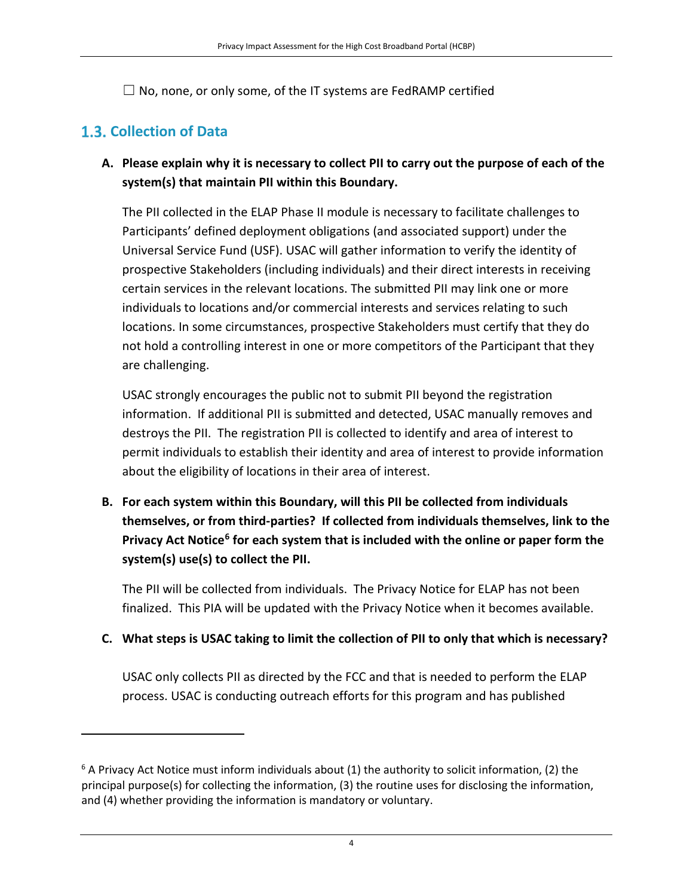☐ No, none, or only some, of the IT systems are FedRAMP certified

## 1.3. Collection of Data

**A. Please explain why it is necessary to collect PII to carry out the purpose of each of the system(s) that maintain PII within this Boundary.**

The PII collected in the ELAP Phase II module is necessary to facilitate challenges to Participants' defined deployment obligations (and associated support) under the Universal Service Fund (USF). USAC will gather information to verify the identity of prospective Stakeholders (including individuals) and their direct interests in receiving certain services in the relevant locations. The submitted PII may link one or more individuals to locations and/or commercial interests and services relating to such locations. In some circumstances, prospective Stakeholders must certify that they do not hold a controlling interest in one or more competitors of the Participant that they are challenging.

USAC strongly encourages the public not to submit PII beyond the registration information. If additional PII is submitted and detected, USAC manually removes and destroys the PII. The registration PII is collected to identify and area of interest to permit individuals to establish their identity and area of interest to provide information about the eligibility of locations in their area of interest.

**B. For each system within this Boundary, will this PII be collected from individuals themselves, or from third-parties? If collected from individuals themselves, link to the Privacy Act Notice[6] for each system that is included with the online or paper form the system(s) use(s) to collect the PII.**

The PII will be collected from individuals. The Privacy Notice for ELAP has not been finalized. This PIA will be updated with the Privacy Notice when it becomes available.

**C. What steps is USAC taking to limit the collection of PII to only that which is necessary?**

USAC only collects PII as directed by the FCC and that is needed to perform the ELAP process. USAC is conducting outreach efforts for this program and has published

---

[6] A Privacy Act Notice must inform individuals about (1) the authority to solicit information, (2) the principal purpose(s) for collecting the information, (3) the routine uses for disclosing the information, and (4) whether providing the information is mandatory or voluntary.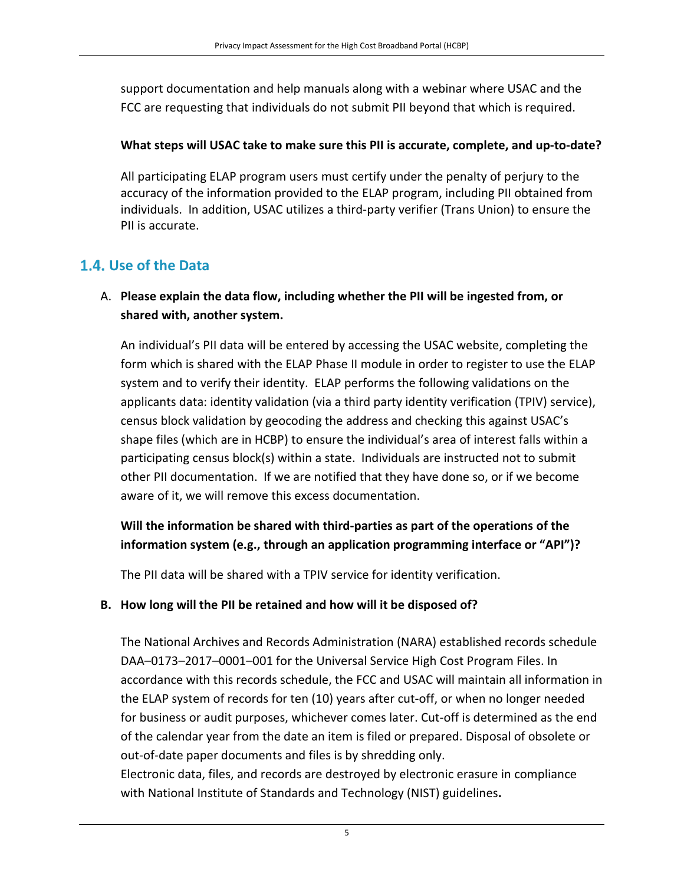support documentation and help manuals along with a webinar where USAC and the FCC are requesting that individuals do not submit PII beyond that which is required.

**What steps will USAC take to make sure this PII is accurate, complete, and up-to-date?**

All participating ELAP program users must certify under the penalty of perjury to the accuracy of the information provided to the ELAP program, including PII obtained from individuals. In addition, USAC utilizes a third-party verifier (Trans Union) to ensure the PII is accurate.

## 1.4. Use of the Data

A. **Please explain the data flow, including whether the PII will be ingested from, or shared with, another system.**

An individual's PII data will be entered by accessing the USAC website, completing the form which is shared with the ELAP Phase II module in order to register to use the ELAP system and to verify their identity. ELAP performs the following validations on the applicants data: identity validation (via a third party identity verification (TPIV) service), census block validation by geocoding the address and checking this against USAC's shape files (which are in HCBP) to ensure the individual's area of interest falls within a participating census block(s) within a state. Individuals are instructed not to submit other PII documentation. If we are notified that they have done so, or if we become aware of it, we will remove this excess documentation.

**Will the information be shared with third-parties as part of the operations of the information system (e.g., through an application programming interface or "API")?**

The PII data will be shared with a TPIV service for identity verification.

**B. How long will the PII be retained and how will it be disposed of?**

The National Archives and Records Administration (NARA) established records schedule DAA–0173–2017–0001–001 for the Universal Service High Cost Program Files. In accordance with this records schedule, the FCC and USAC will maintain all information in the ELAP system of records for ten (10) years after cut-off, or when no longer needed for business or audit purposes, whichever comes later. Cut-off is determined as the end of the calendar year from the date an item is filed or prepared. Disposal of obsolete or out-of-date paper documents and files is by shredding only.
Electronic data, files, and records are destroyed by electronic erasure in compliance with National Institute of Standards and Technology (NIST) guidelines**.**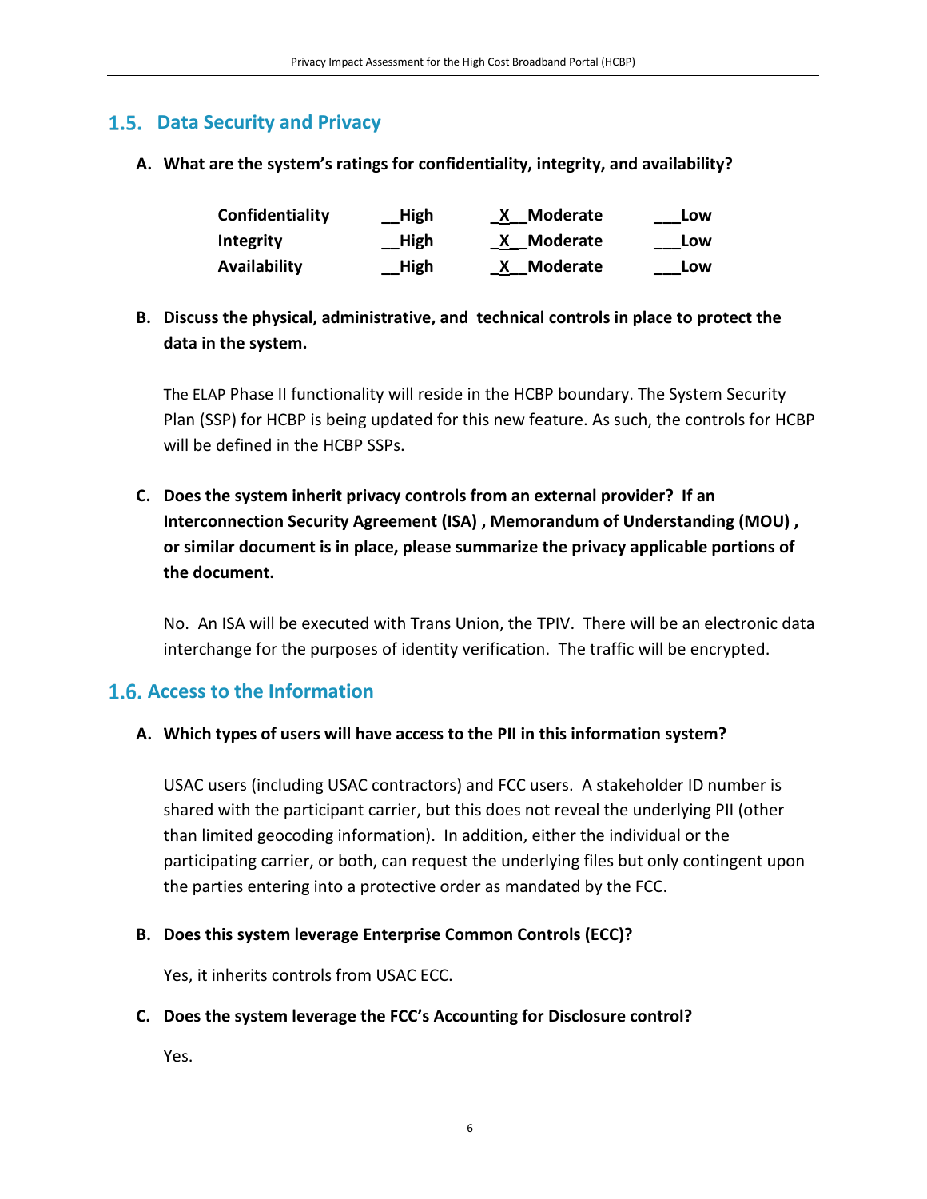## 1.5. Data Security and Privacy

**A. What are the system's ratings for confidentiality, integrity, and availability?**

| | | | |
|---|---|---|---|
| **Confidentiality** | **__High** | **_X__Moderate** | **___Low** |
| **Integrity** | **__High** | **_X__Moderate** | **___Low** |
| **Availability** | **__High** | **_X__Moderate** | **___Low** |

**B. Discuss the physical, administrative, and technical controls in place to protect the data in the system.**

The ELAP Phase II functionality will reside in the HCBP boundary. The System Security Plan (SSP) for HCBP is being updated for this new feature. As such, the controls for HCBP will be defined in the HCBP SSPs.

**C. Does the system inherit privacy controls from an external provider? If an Interconnection Security Agreement (ISA) , Memorandum of Understanding (MOU) , or similar document is in place, please summarize the privacy applicable portions of the document.**

No. An ISA will be executed with Trans Union, the TPIV. There will be an electronic data interchange for the purposes of identity verification. The traffic will be encrypted.

## 1.6. Access to the Information

**A. Which types of users will have access to the PII in this information system?**

USAC users (including USAC contractors) and FCC users. A stakeholder ID number is shared with the participant carrier, but this does not reveal the underlying PII (other than limited geocoding information). In addition, either the individual or the participating carrier, or both, can request the underlying files but only contingent upon the parties entering into a protective order as mandated by the FCC.

**B. Does this system leverage Enterprise Common Controls (ECC)?**

Yes, it inherits controls from USAC ECC.

**C. Does the system leverage the FCC's Accounting for Disclosure control?**

Yes.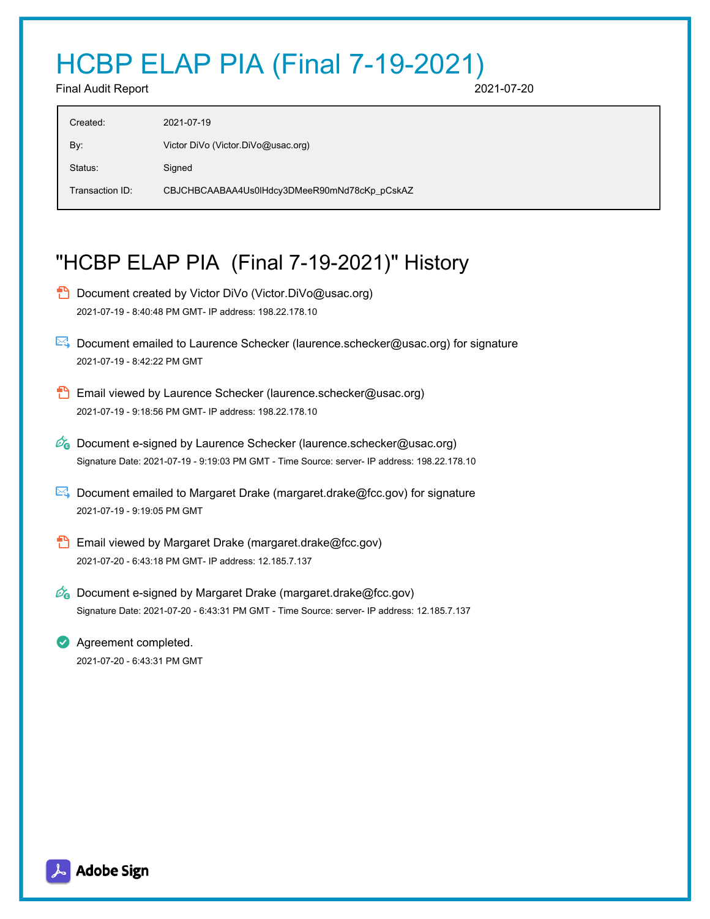# HCBP ELAP PIA (Final 7-19-2021)

Final Audit Report 2021-07-20

| | |
|---|---|
| Created: | 2021-07-19 |
| By: | Victor DiVo (Victor.DiVo@usac.org) |
| Status: | Signed |
| Transaction ID: | CBJCHBCAABAA4Us0lHdcy3DMeeR90mNd78cKp_pCskAZ |

## "HCBP ELAP PIA (Final 7-19-2021)" History

- Document created by Victor DiVo (Victor.DiVo@usac.org)
  2021-07-19 - 8:40:48 PM GMT- IP address: 198.22.178.10

- Document emailed to Laurence Schecker (laurence.schecker@usac.org) for signature
  2021-07-19 - 8:42:22 PM GMT

- Email viewed by Laurence Schecker (laurence.schecker@usac.org)
  2021-07-19 - 9:18:56 PM GMT- IP address: 198.22.178.10

- Document e-signed by Laurence Schecker (laurence.schecker@usac.org)
  Signature Date: 2021-07-19 - 9:19:03 PM GMT - Time Source: server- IP address: 198.22.178.10

- Document emailed to Margaret Drake (margaret.drake@fcc.gov) for signature
  2021-07-19 - 9:19:05 PM GMT

- Email viewed by Margaret Drake (margaret.drake@fcc.gov)
  2021-07-20 - 6:43:18 PM GMT- IP address: 12.185.7.137

- Document e-signed by Margaret Drake (margaret.drake@fcc.gov)
  Signature Date: 2021-07-20 - 6:43:31 PM GMT - Time Source: server- IP address: 12.185.7.137

- Agreement completed.
  2021-07-20 - 6:43:31 PM GMT

Adobe Sign